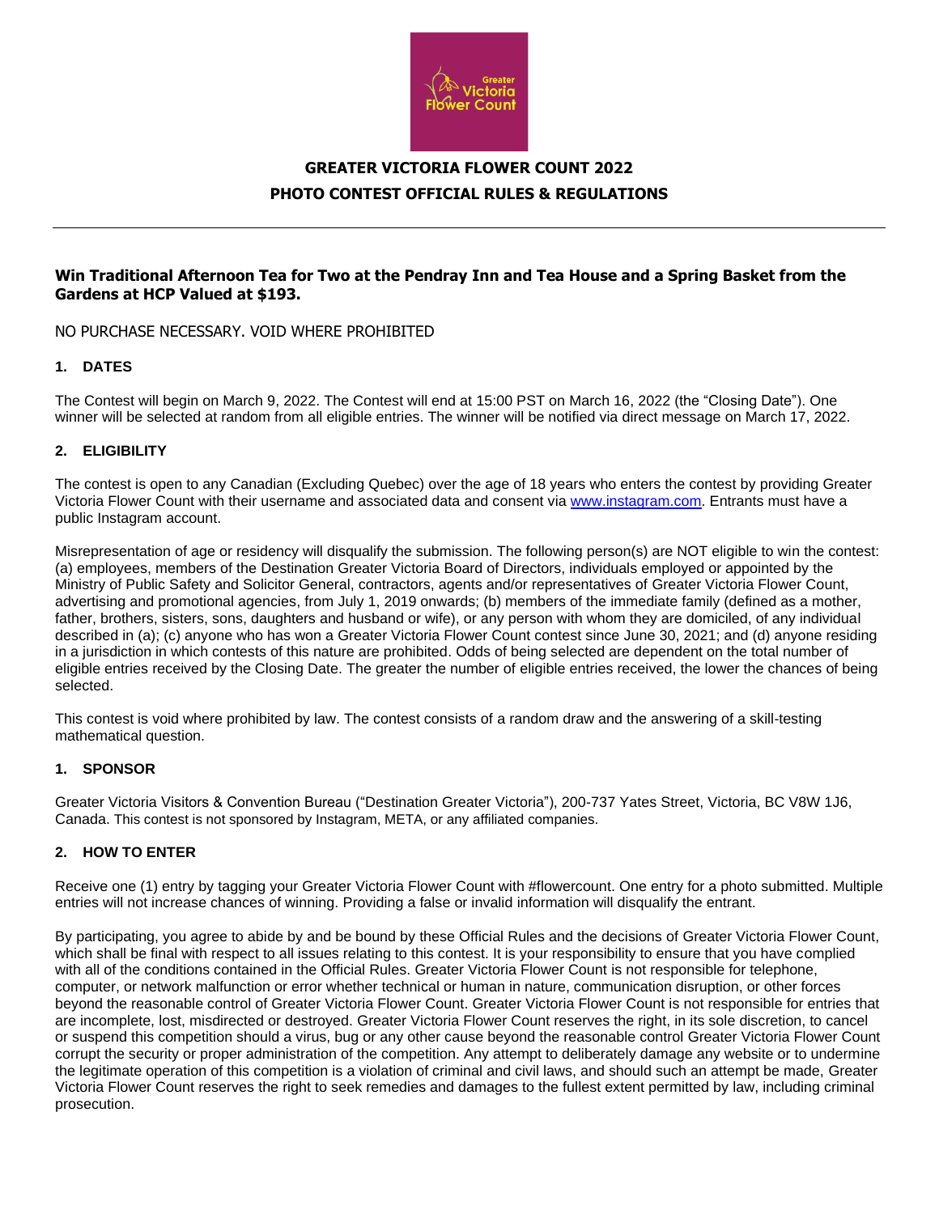# GREATER VICTORIA FLOWER COUNT 2022

# PHOTO CONTEST OFFICIAL RULES & REGULATIONS

---

**Win Traditional Afternoon Tea for Two at the Pendray Inn and Tea House and a Spring Basket from the Gardens at HCP Valued at $193.**

NO PURCHASE NECESSARY. VOID WHERE PROHIBITED

### 1. DATES

The Contest will begin on March 9, 2022. The Contest will end at 15:00 PST on March 16, 2022 (the "Closing Date"). One winner will be selected at random from all eligible entries. The winner will be notified via direct message on March 17, 2022.

### 2. ELIGIBILITY

The contest is open to any Canadian (Excluding Quebec) over the age of 18 years who enters the contest by providing Greater Victoria Flower Count with their username and associated data and consent via www.instagram.com. Entrants must have a public Instagram account.

Misrepresentation of age or residency will disqualify the submission. The following person(s) are NOT eligible to win the contest: (a) employees, members of the Destination Greater Victoria Board of Directors, individuals employed or appointed by the Ministry of Public Safety and Solicitor General, contractors, agents and/or representatives of Greater Victoria Flower Count, advertising and promotional agencies, from July 1, 2019 onwards; (b) members of the immediate family (defined as a mother, father, brothers, sisters, sons, daughters and husband or wife), or any person with whom they are domiciled, of any individual described in (a); (c) anyone who has won a Greater Victoria Flower Count contest since June 30, 2021; and (d) anyone residing in a jurisdiction in which contests of this nature are prohibited. Odds of being selected are dependent on the total number of eligible entries received by the Closing Date. The greater the number of eligible entries received, the lower the chances of being selected.

This contest is void where prohibited by law. The contest consists of a random draw and the answering of a skill-testing mathematical question.

### 1. SPONSOR

Greater Victoria Visitors & Convention Bureau ("Destination Greater Victoria"), 200-737 Yates Street, Victoria, BC V8W 1J6, Canada. This contest is not sponsored by Instagram, META, or any affiliated companies.

### 2. HOW TO ENTER

Receive one (1) entry by tagging your Greater Victoria Flower Count with #flowercount. One entry for a photo submitted. Multiple entries will not increase chances of winning. Providing a false or invalid information will disqualify the entrant.

By participating, you agree to abide by and be bound by these Official Rules and the decisions of Greater Victoria Flower Count, which shall be final with respect to all issues relating to this contest. It is your responsibility to ensure that you have complied with all of the conditions contained in the Official Rules. Greater Victoria Flower Count is not responsible for telephone, computer, or network malfunction or error whether technical or human in nature, communication disruption, or other forces beyond the reasonable control of Greater Victoria Flower Count. Greater Victoria Flower Count is not responsible for entries that are incomplete, lost, misdirected or destroyed. Greater Victoria Flower Count reserves the right, in its sole discretion, to cancel or suspend this competition should a virus, bug or any other cause beyond the reasonable control Greater Victoria Flower Count corrupt the security or proper administration of the competition. Any attempt to deliberately damage any website or to undermine the legitimate operation of this competition is a violation of criminal and civil laws, and should such an attempt be made, Greater Victoria Flower Count reserves the right to seek remedies and damages to the fullest extent permitted by law, including criminal prosecution.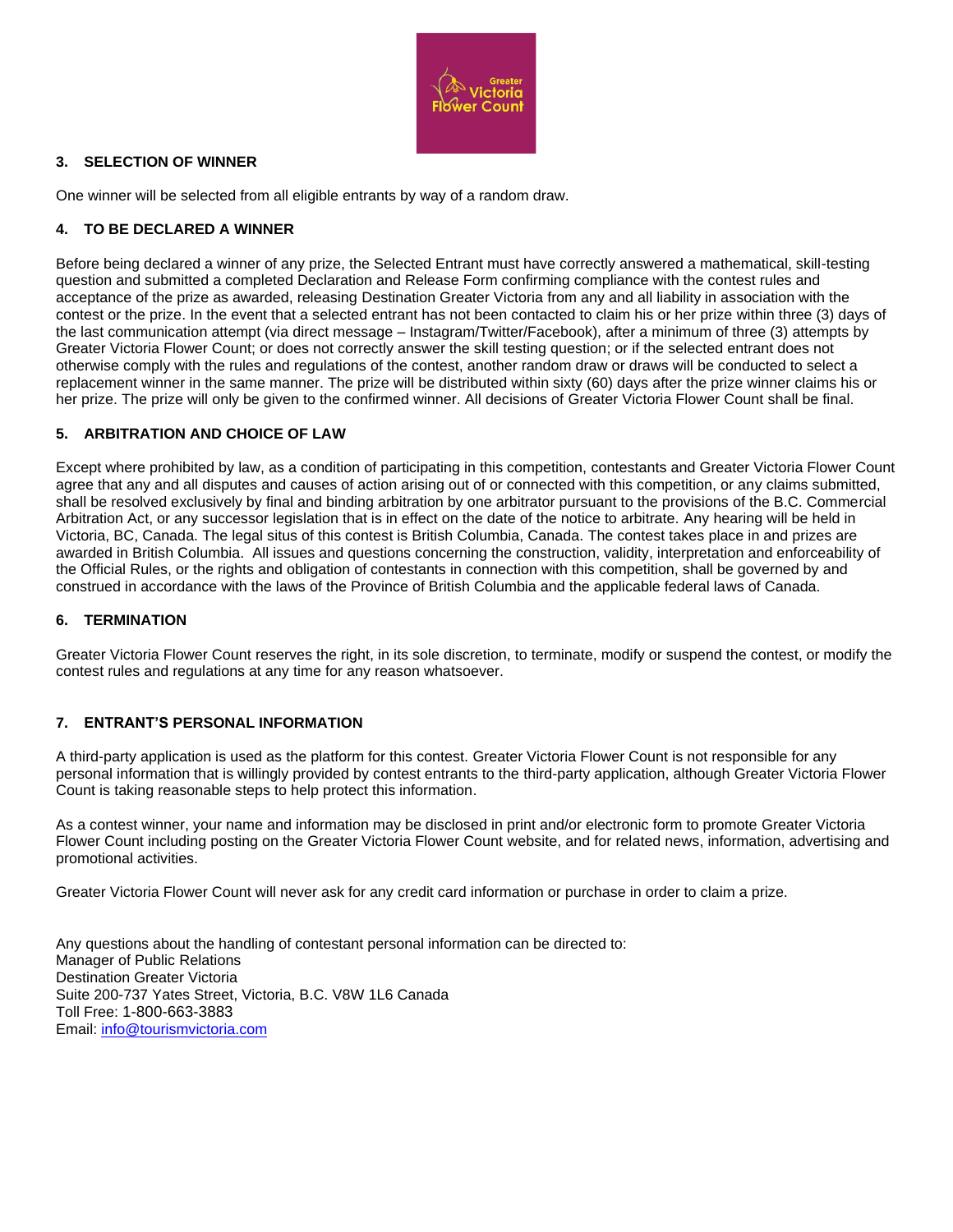### 3. SELECTION OF WINNER

One winner will be selected from all eligible entrants by way of a random draw.

### 4. TO BE DECLARED A WINNER

Before being declared a winner of any prize, the Selected Entrant must have correctly answered a mathematical, skill-testing question and submitted a completed Declaration and Release Form confirming compliance with the contest rules and acceptance of the prize as awarded, releasing Destination Greater Victoria from any and all liability in association with the contest or the prize. In the event that a selected entrant has not been contacted to claim his or her prize within three (3) days of the last communication attempt (via direct message – Instagram/Twitter/Facebook), after a minimum of three (3) attempts by Greater Victoria Flower Count; or does not correctly answer the skill testing question; or if the selected entrant does not otherwise comply with the rules and regulations of the contest, another random draw or draws will be conducted to select a replacement winner in the same manner. The prize will be distributed within sixty (60) days after the prize winner claims his or her prize. The prize will only be given to the confirmed winner. All decisions of Greater Victoria Flower Count shall be final.

### 5. ARBITRATION AND CHOICE OF LAW

Except where prohibited by law, as a condition of participating in this competition, contestants and Greater Victoria Flower Count agree that any and all disputes and causes of action arising out of or connected with this competition, or any claims submitted, shall be resolved exclusively by final and binding arbitration by one arbitrator pursuant to the provisions of the B.C. Commercial Arbitration Act, or any successor legislation that is in effect on the date of the notice to arbitrate. Any hearing will be held in Victoria, BC, Canada. The legal situs of this contest is British Columbia, Canada. The contest takes place in and prizes are awarded in British Columbia. All issues and questions concerning the construction, validity, interpretation and enforceability of the Official Rules, or the rights and obligation of contestants in connection with this competition, shall be governed by and construed in accordance with the laws of the Province of British Columbia and the applicable federal laws of Canada.

### 6. TERMINATION

Greater Victoria Flower Count reserves the right, in its sole discretion, to terminate, modify or suspend the contest, or modify the contest rules and regulations at any time for any reason whatsoever.

### 7. ENTRANT'S PERSONAL INFORMATION

A third-party application is used as the platform for this contest. Greater Victoria Flower Count is not responsible for any personal information that is willingly provided by contest entrants to the third-party application, although Greater Victoria Flower Count is taking reasonable steps to help protect this information.

As a contest winner, your name and information may be disclosed in print and/or electronic form to promote Greater Victoria Flower Count including posting on the Greater Victoria Flower Count website, and for related news, information, advertising and promotional activities.

Greater Victoria Flower Count will never ask for any credit card information or purchase in order to claim a prize.

Any questions about the handling of contestant personal information can be directed to:
Manager of Public Relations
Destination Greater Victoria
Suite 200-737 Yates Street, Victoria, B.C. V8W 1L6 Canada
Toll Free: 1-800-663-3883
Email: info@tourismvictoria.com